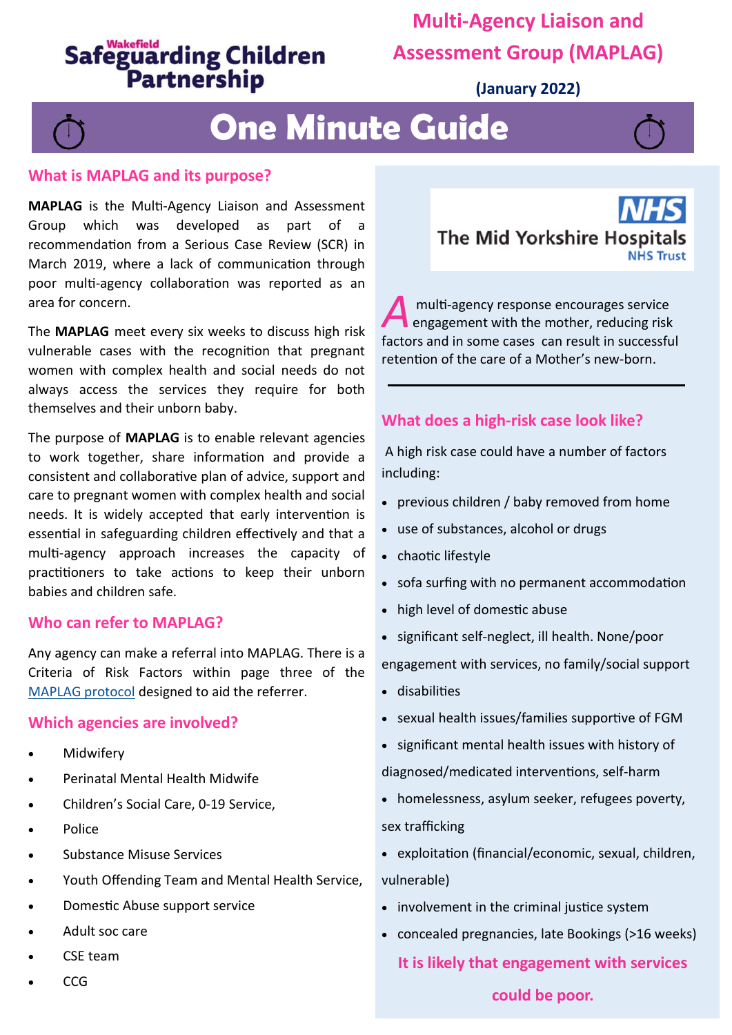Wakefield Safeguarding Children Partnership

# Multi-Agency Liaison and Assessment Group (MAPLAG)

**(January 2022)**

# One Minute Guide

## What is MAPLAG and its purpose?

**MAPLAG** is the Multi-Agency Liaison and Assessment Group which was developed as part of a recommendation from a Serious Case Review (SCR) in March 2019, where a lack of communication through poor multi-agency collaboration was reported as an area for concern.

The **MAPLAG** meet every six weeks to discuss high risk vulnerable cases with the recognition that pregnant women with complex health and social needs do not always access the services they require for both themselves and their unborn baby.

The purpose of **MAPLAG** is to enable relevant agencies to work together, share information and provide a consistent and collaborative plan of advice, support and care to pregnant women with complex health and social needs. It is widely accepted that early intervention is essential in safeguarding children effectively and that a multi-agency approach increases the capacity of practitioners to take actions to keep their unborn babies and children safe.

## Who can refer to MAPLAG?

Any agency can make a referral into MAPLAG. There is a Criteria of Risk Factors within page three of the [MAPLAG protocol] designed to aid the referrer.

## Which agencies are involved?

- Midwifery
- Perinatal Mental Health Midwife
- Children's Social Care, 0-19 Service,
- Police
- Substance Misuse Services
- Youth Offending Team and Mental Health Service,
- Domestic Abuse support service
- Adult soc care
- CSE team
- CCG

NHS The Mid Yorkshire Hospitals NHS Trust

A multi-agency response encourages service engagement with the mother, reducing risk factors and in some cases can result in successful retention of the care of a Mother's new-born.

## What does a high-risk case look like?

A high risk case could have a number of factors including:

- previous children / baby removed from home
- use of substances, alcohol or drugs
- chaotic lifestyle
- sofa surfing with no permanent accommodation
- high level of domestic abuse
- significant self-neglect, ill health. None/poor engagement with services, no family/social support
- disabilities
- sexual health issues/families supportive of FGM
- significant mental health issues with history of diagnosed/medicated interventions, self-harm
- homelessness, asylum seeker, refugees poverty, sex trafficking
- exploitation (financial/economic, sexual, children, vulnerable)
- involvement in the criminal justice system
- concealed pregnancies, late Bookings (>16 weeks)

**It is likely that engagement with services could be poor.**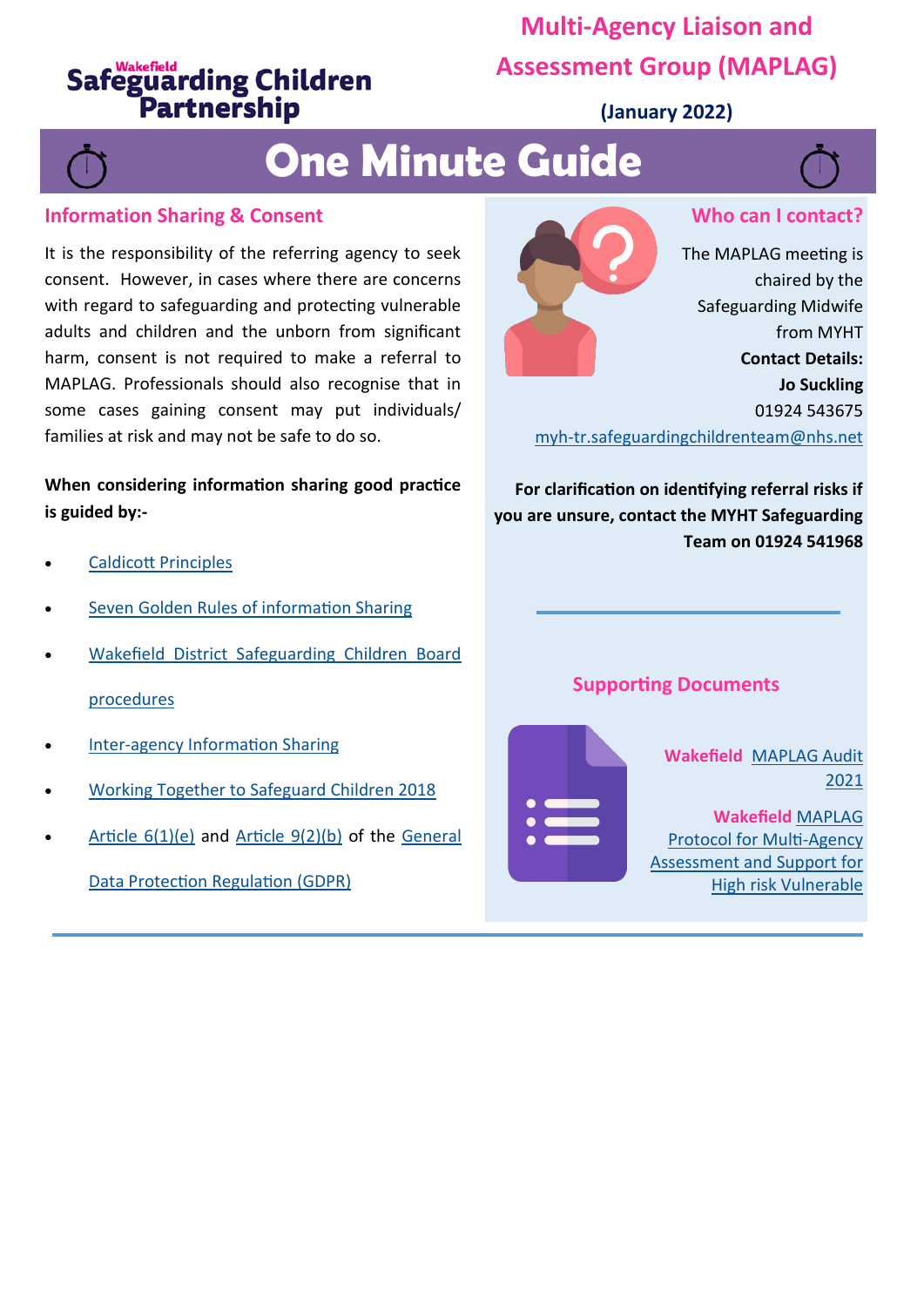Wakefield Safeguarding Children Partnership

# Multi-Agency Liaison and Assessment Group (MAPLAG)

**(January 2022)**

# One Minute Guide

## Information Sharing & Consent

It is the responsibility of the referring agency to seek consent. However, in cases where there are concerns with regard to safeguarding and protecting vulnerable adults and children and the unborn from significant harm, consent is not required to make a referral to MAPLAG. Professionals should also recognise that in some cases gaining consent may put individuals/ families at risk and may not be safe to do so.

**When considering information sharing good practice is guided by:-**

- Caldicott Principles
- Seven Golden Rules of information Sharing
- Wakefield District Safeguarding Children Board procedures
- Inter-agency Information Sharing
- Working Together to Safeguard Children 2018
- Article 6(1)(e) and Article 9(2)(b) of the General Data Protection Regulation (GDPR)

## Who can I contact?

The MAPLAG meeting is chaired by the Safeguarding Midwife from MYHT

**Contact Details:**

**Jo Suckling**

01924 543675

myh-tr.safeguardingchildrenteam@nhs.net

**For clarification on identifying referral risks if you are unsure, contact the MYHT Safeguarding Team on 01924 541968**

## Supporting Documents

**Wakefield** MAPLAG Audit 2021

**Wakefield** MAPLAG Protocol for Multi-Agency Assessment and Support for High risk Vulnerable